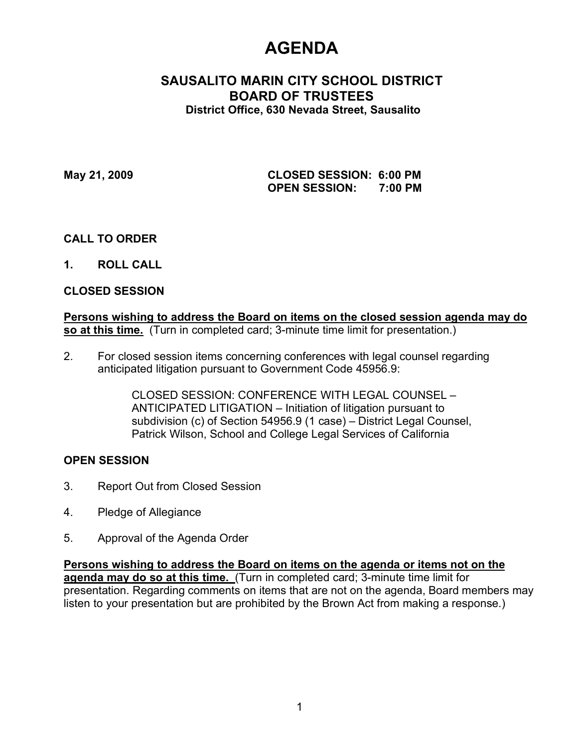# AGENDA

## SAUSALITO MARIN CITY SCHOOL DISTRICT
## BOARD OF TRUSTEES

**District Office, 630 Nevada Street, Sausalito**

**May 21, 2009** **CLOSED SESSION: 6:00 PM**
**OPEN SESSION: 7:00 PM**

**CALL TO ORDER**

**1. ROLL CALL**

**CLOSED SESSION**

**Persons wishing to address the Board on items on the closed session agenda may do so at this time.** (Turn in completed card; 3-minute time limit for presentation.)

2. For closed session items concerning conferences with legal counsel regarding anticipated litigation pursuant to Government Code 45956.9:

   CLOSED SESSION: CONFERENCE WITH LEGAL COUNSEL – ANTICIPATED LITIGATION – Initiation of litigation pursuant to subdivision (c) of Section 54956.9 (1 case) – District Legal Counsel, Patrick Wilson, School and College Legal Services of California

**OPEN SESSION**

3. Report Out from Closed Session

4. Pledge of Allegiance

5. Approval of the Agenda Order

**Persons wishing to address the Board on items on the agenda or items not on the agenda may do so at this time.** (Turn in completed card; 3-minute time limit for presentation. Regarding comments on items that are not on the agenda, Board members may listen to your presentation but are prohibited by the Brown Act from making a response.)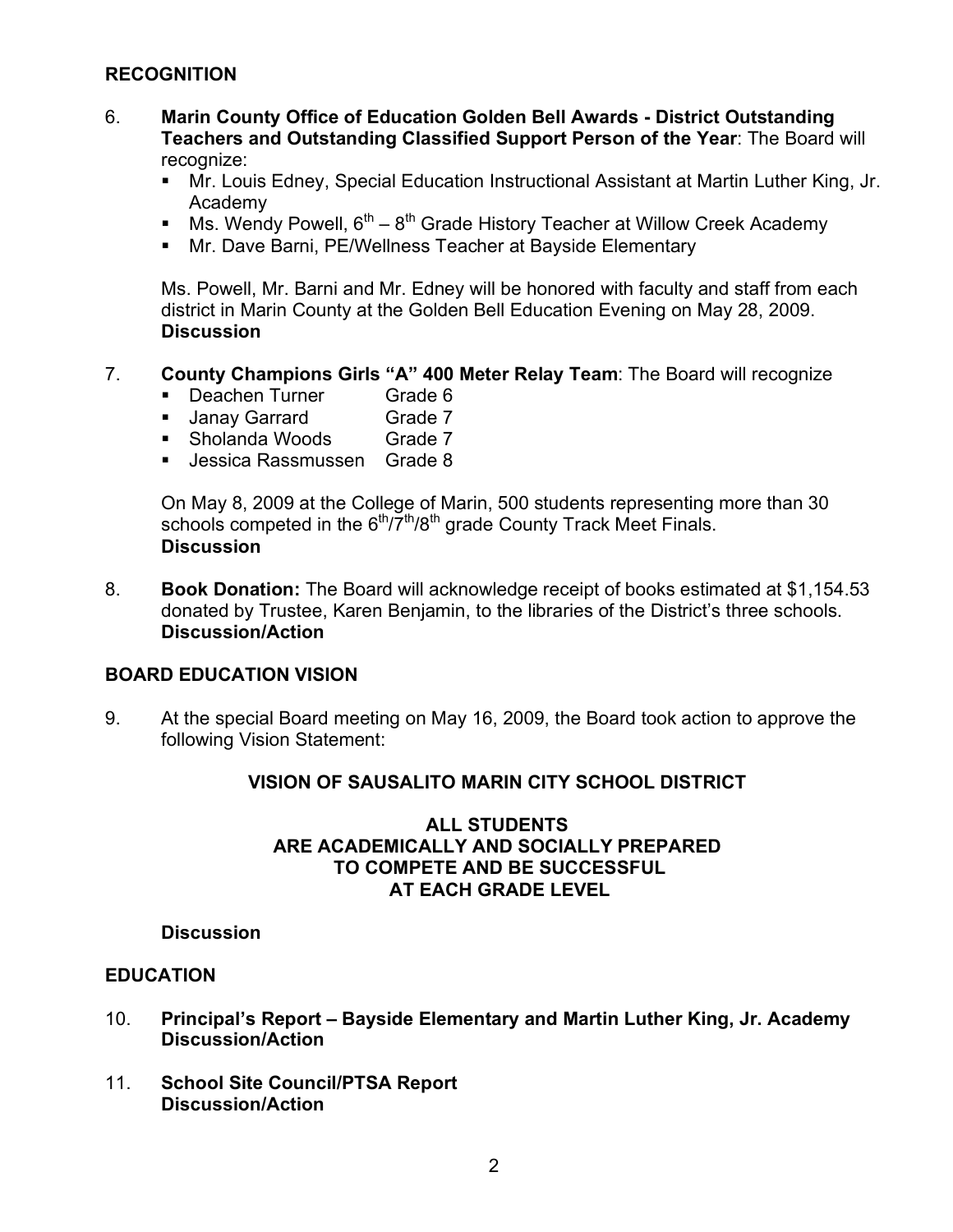## RECOGNITION

6. **Marin County Office of Education Golden Bell Awards - District Outstanding Teachers and Outstanding Classified Support Person of the Year**: The Board will recognize:
   - Mr. Louis Edney, Special Education Instructional Assistant at Martin Luther King, Jr. Academy
   - Ms. Wendy Powell, 6th – 8th Grade History Teacher at Willow Creek Academy
   - Mr. Dave Barni, PE/Wellness Teacher at Bayside Elementary

   Ms. Powell, Mr. Barni and Mr. Edney will be honored with faculty and staff from each district in Marin County at the Golden Bell Education Evening on May 28, 2009.
   **Discussion**

7. **County Champions Girls "A" 400 Meter Relay Team**: The Board will recognize
   - Deachen Turner Grade 6
   - Janay Garrard Grade 7
   - Sholanda Woods Grade 7
   - Jessica Rassmussen Grade 8

   On May 8, 2009 at the College of Marin, 500 students representing more than 30 schools competed in the 6th/7th/8th grade County Track Meet Finals.
   **Discussion**

8. **Book Donation:** The Board will acknowledge receipt of books estimated at $1,154.53 donated by Trustee, Karen Benjamin, to the libraries of the District's three schools.
   **Discussion/Action**

## BOARD EDUCATION VISION

9. At the special Board meeting on May 16, 2009, the Board took action to approve the following Vision Statement:

**VISION OF SAUSALITO MARIN CITY SCHOOL DISTRICT**

**ALL STUDENTS
ARE ACADEMICALLY AND SOCIALLY PREPARED
TO COMPETE AND BE SUCCESSFUL
AT EACH GRADE LEVEL**

**Discussion**

## EDUCATION

10. **Principal's Report – Bayside Elementary and Martin Luther King, Jr. Academy**
    **Discussion/Action**

11. **School Site Council/PTSA Report**
    **Discussion/Action**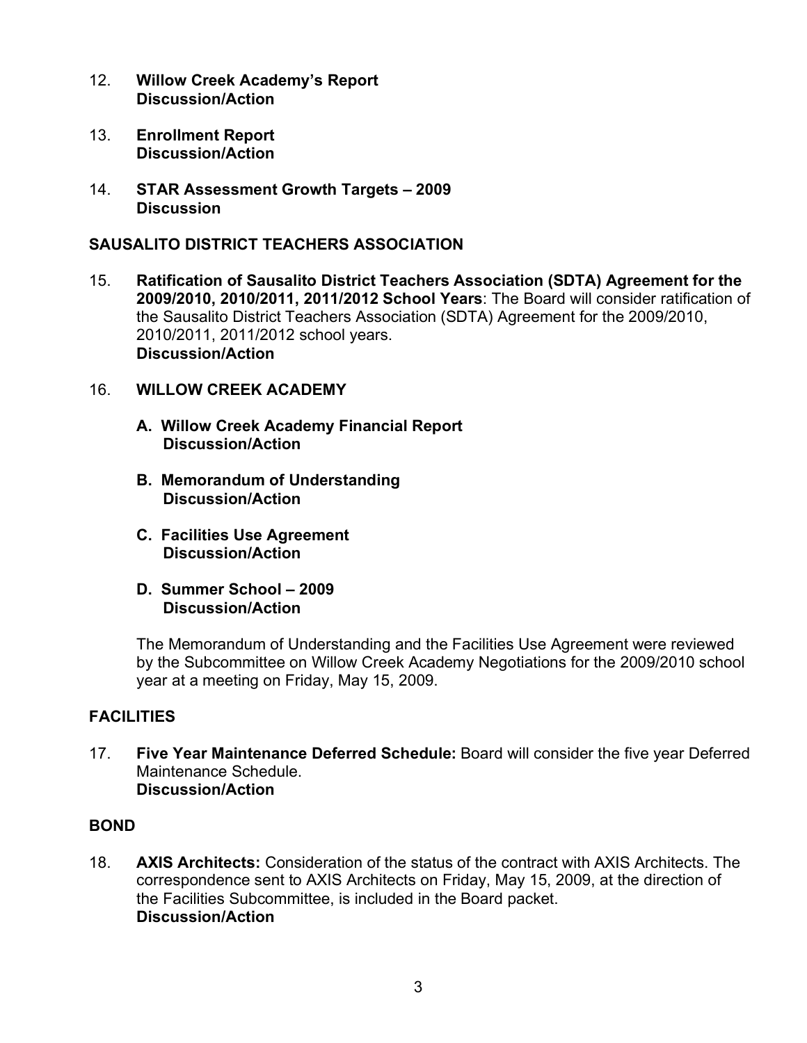12. **Willow Creek Academy's Report**
    **Discussion/Action**

13. **Enrollment Report**
    **Discussion/Action**

14. **STAR Assessment Growth Targets – 2009**
    **Discussion**

**SAUSALITO DISTRICT TEACHERS ASSOCIATION**

15. **Ratification of Sausalito District Teachers Association (SDTA) Agreement for the 2009/2010, 2010/2011, 2011/2012 School Years**: The Board will consider ratification of the Sausalito District Teachers Association (SDTA) Agreement for the 2009/2010, 2010/2011, 2011/2012 school years.
    **Discussion/Action**

16. **WILLOW CREEK ACADEMY**

    **A. Willow Creek Academy Financial Report**
    **Discussion/Action**

    **B. Memorandum of Understanding**
    **Discussion/Action**

    **C. Facilities Use Agreement**
    **Discussion/Action**

    **D. Summer School – 2009**
    **Discussion/Action**

    The Memorandum of Understanding and the Facilities Use Agreement were reviewed by the Subcommittee on Willow Creek Academy Negotiations for the 2009/2010 school year at a meeting on Friday, May 15, 2009.

**FACILITIES**

17. **Five Year Maintenance Deferred Schedule:** Board will consider the five year Deferred Maintenance Schedule.
    **Discussion/Action**

**BOND**

18. **AXIS Architects:** Consideration of the status of the contract with AXIS Architects. The correspondence sent to AXIS Architects on Friday, May 15, 2009, at the direction of the Facilities Subcommittee, is included in the Board packet.
    **Discussion/Action**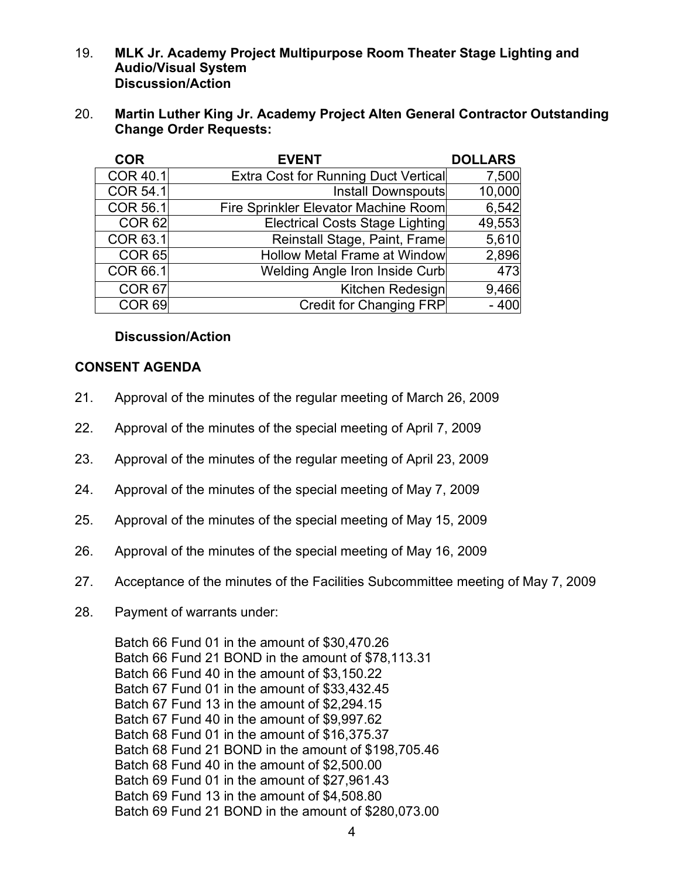19. **MLK Jr. Academy Project Multipurpose Room Theater Stage Lighting and Audio/Visual System**
    **Discussion/Action**

20. **Martin Luther King Jr. Academy Project Alten General Contractor Outstanding Change Order Requests:**

| COR | EVENT | DOLLARS |
|---|---|---|
| COR 40.1 | Extra Cost for Running Duct Vertical | 7,500 |
| COR 54.1 | Install Downspouts | 10,000 |
| COR 56.1 | Fire Sprinkler Elevator Machine Room | 6,542 |
| COR 62 | Electrical Costs Stage Lighting | 49,553 |
| COR 63.1 | Reinstall Stage, Paint, Frame | 5,610 |
| COR 65 | Hollow Metal Frame at Window | 2,896 |
| COR 66.1 | Welding Angle Iron Inside Curb | 473 |
| COR 67 | Kitchen Redesign | 9,466 |
| COR 69 | Credit for Changing FRP | - 400 |

**Discussion/Action**

**CONSENT AGENDA**

21. Approval of the minutes of the regular meeting of March 26, 2009

22. Approval of the minutes of the special meeting of April 7, 2009

23. Approval of the minutes of the regular meeting of April 23, 2009

24. Approval of the minutes of the special meeting of May 7, 2009

25. Approval of the minutes of the special meeting of May 15, 2009

26. Approval of the minutes of the special meeting of May 16, 2009

27. Acceptance of the minutes of the Facilities Subcommittee meeting of May 7, 2009

28. Payment of warrants under:

    Batch 66 Fund 01 in the amount of $30,470.26
    Batch 66 Fund 21 BOND in the amount of $78,113.31
    Batch 66 Fund 40 in the amount of $3,150.22
    Batch 67 Fund 01 in the amount of $33,432.45
    Batch 67 Fund 13 in the amount of $2,294.15
    Batch 67 Fund 40 in the amount of $9,997.62
    Batch 68 Fund 01 in the amount of $16,375.37
    Batch 68 Fund 21 BOND in the amount of $198,705.46
    Batch 68 Fund 40 in the amount of $2,500.00
    Batch 69 Fund 01 in the amount of $27,961.43
    Batch 69 Fund 13 in the amount of $4,508.80
    Batch 69 Fund 21 BOND in the amount of $280,073.00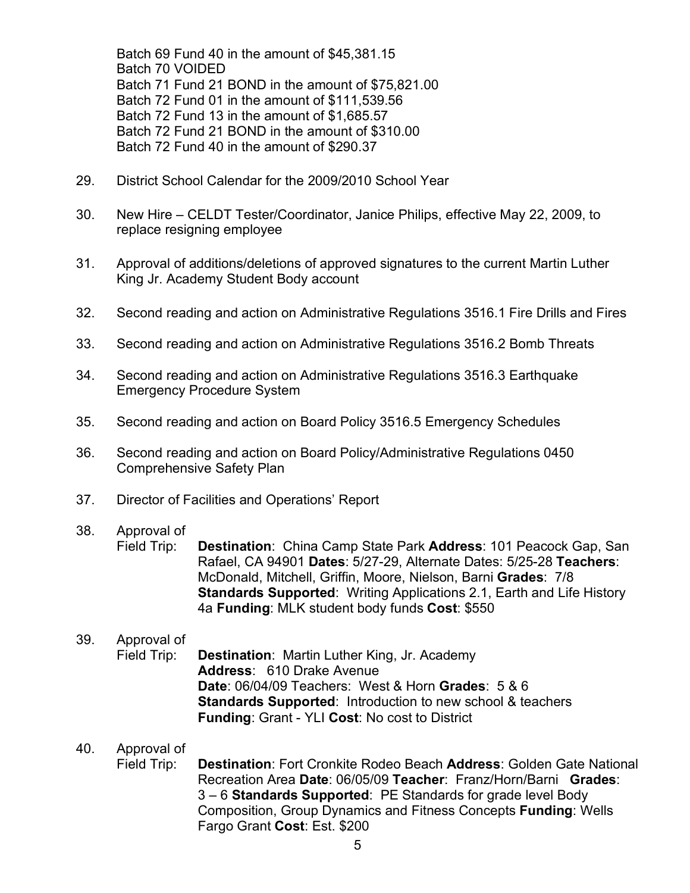Batch 69 Fund 40 in the amount of $45,381.15
Batch 70 VOIDED
Batch 71 Fund 21 BOND in the amount of $75,821.00
Batch 72 Fund 01 in the amount of $111,539.56
Batch 72 Fund 13 in the amount of $1,685.57
Batch 72 Fund 21 BOND in the amount of $310.00
Batch 72 Fund 40 in the amount of $290.37

29. District School Calendar for the 2009/2010 School Year

30. New Hire – CELDT Tester/Coordinator, Janice Philips, effective May 22, 2009, to replace resigning employee

31. Approval of additions/deletions of approved signatures to the current Martin Luther King Jr. Academy Student Body account

32. Second reading and action on Administrative Regulations 3516.1 Fire Drills and Fires

33. Second reading and action on Administrative Regulations 3516.2 Bomb Threats

34. Second reading and action on Administrative Regulations 3516.3 Earthquake Emergency Procedure System

35. Second reading and action on Board Policy 3516.5 Emergency Schedules

36. Second reading and action on Board Policy/Administrative Regulations 0450 Comprehensive Safety Plan

37. Director of Facilities and Operations' Report

38. Approval of Field Trip: **Destination**: China Camp State Park **Address**: 101 Peacock Gap, San Rafael, CA 94901 **Dates**: 5/27-29, Alternate Dates: 5/25-28 **Teachers**: McDonald, Mitchell, Griffin, Moore, Nielson, Barni **Grades**: 7/8 **Standards Supported**: Writing Applications 2.1, Earth and Life History 4a **Funding**: MLK student body funds **Cost**: $550

39. Approval of Field Trip: **Destination**: Martin Luther King, Jr. Academy **Address**: 610 Drake Avenue **Date**: 06/04/09 Teachers: West & Horn **Grades**: 5 & 6 **Standards Supported**: Introduction to new school & teachers **Funding**: Grant - YLI **Cost**: No cost to District

40. Approval of Field Trip: **Destination**: Fort Cronkite Rodeo Beach **Address**: Golden Gate National Recreation Area **Date**: 06/05/09 **Teacher**: Franz/Horn/Barni **Grades**: 3 – 6 **Standards Supported**: PE Standards for grade level Body Composition, Group Dynamics and Fitness Concepts **Funding**: Wells Fargo Grant **Cost**: Est. $200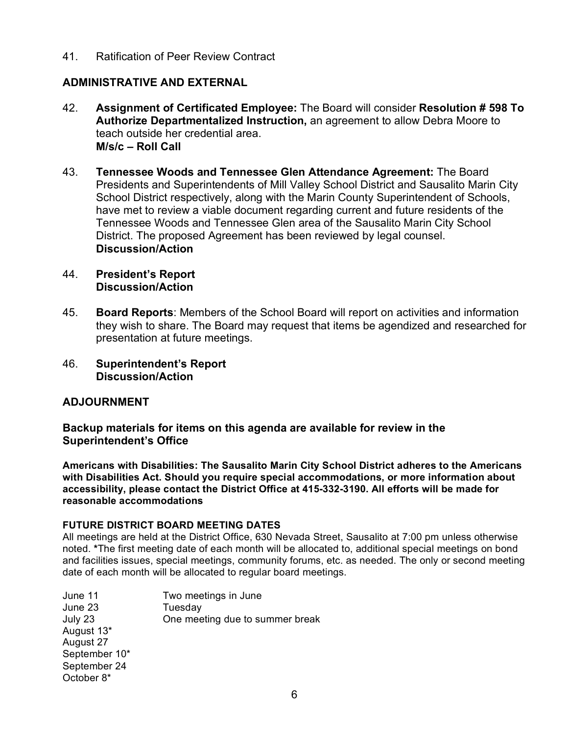41. Ratification of Peer Review Contract

## ADMINISTRATIVE AND EXTERNAL

42. **Assignment of Certificated Employee:** The Board will consider **Resolution # 598 To Authorize Departmentalized Instruction,** an agreement to allow Debra Moore to teach outside her credential area.
    **M/s/c – Roll Call**

43. **Tennessee Woods and Tennessee Glen Attendance Agreement:** The Board Presidents and Superintendents of Mill Valley School District and Sausalito Marin City School District respectively, along with the Marin County Superintendent of Schools, have met to review a viable document regarding current and future residents of the Tennessee Woods and Tennessee Glen area of the Sausalito Marin City School District. The proposed Agreement has been reviewed by legal counsel.
    **Discussion/Action**

44. **President's Report**
    **Discussion/Action**

45. **Board Reports**: Members of the School Board will report on activities and information they wish to share. The Board may request that items be agendized and researched for presentation at future meetings.

46. **Superintendent's Report**
    **Discussion/Action**

## ADJOURNMENT

**Backup materials for items on this agenda are available for review in the Superintendent's Office**

**Americans with Disabilities: The Sausalito Marin City School District adheres to the Americans with Disabilities Act. Should you require special accommodations, or more information about accessibility, please contact the District Office at 415-332-3190. All efforts will be made for reasonable accommodations**

**FUTURE DISTRICT BOARD MEETING DATES**

All meetings are held at the District Office, 630 Nevada Street, Sausalito at 7:00 pm unless otherwise noted. *The first meeting date of each month will be allocated to, additional special meetings on bond and facilities issues, special meetings, community forums, etc. as needed. The only or second meeting date of each month will be allocated to regular board meetings.

| | |
|---|---|
| June 11 | Two meetings in June |
| June 23 | Tuesday |
| July 23 | One meeting due to summer break |
| August 13* | |
| August 27 | |
| September 10* | |
| September 24 | |
| October 8* | |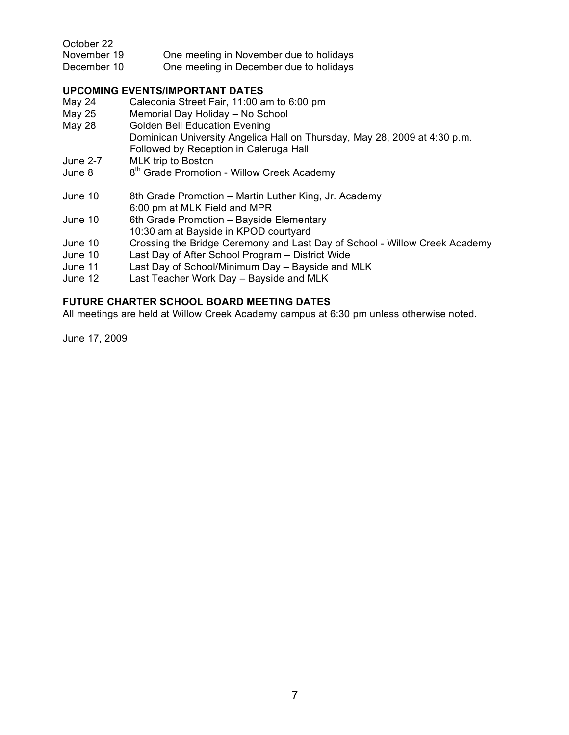October 22
November 19 One meeting in November due to holidays
December 10 One meeting in December due to holidays

**UPCOMING EVENTS/IMPORTANT DATES**

| | |
|---|---|
| May 24 | Caledonia Street Fair, 11:00 am to 6:00 pm |
| May 25 | Memorial Day Holiday – No School |
| May 28 | Golden Bell Education Evening<br>Dominican University Angelica Hall on Thursday, May 28, 2009 at 4:30 p.m.<br>Followed by Reception in Caleruga Hall |
| June 2-7 | MLK trip to Boston |
| June 8 | 8th Grade Promotion - Willow Creek Academy |
| June 10 | 8th Grade Promotion – Martin Luther King, Jr. Academy<br>6:00 pm at MLK Field and MPR |
| June 10 | 6th Grade Promotion – Bayside Elementary<br>10:30 am at Bayside in KPOD courtyard |
| June 10 | Crossing the Bridge Ceremony and Last Day of School - Willow Creek Academy |
| June 10 | Last Day of After School Program – District Wide |
| June 11 | Last Day of School/Minimum Day – Bayside and MLK |
| June 12 | Last Teacher Work Day – Bayside and MLK |

**FUTURE CHARTER SCHOOL BOARD MEETING DATES**

All meetings are held at Willow Creek Academy campus at 6:30 pm unless otherwise noted.

June 17, 2009